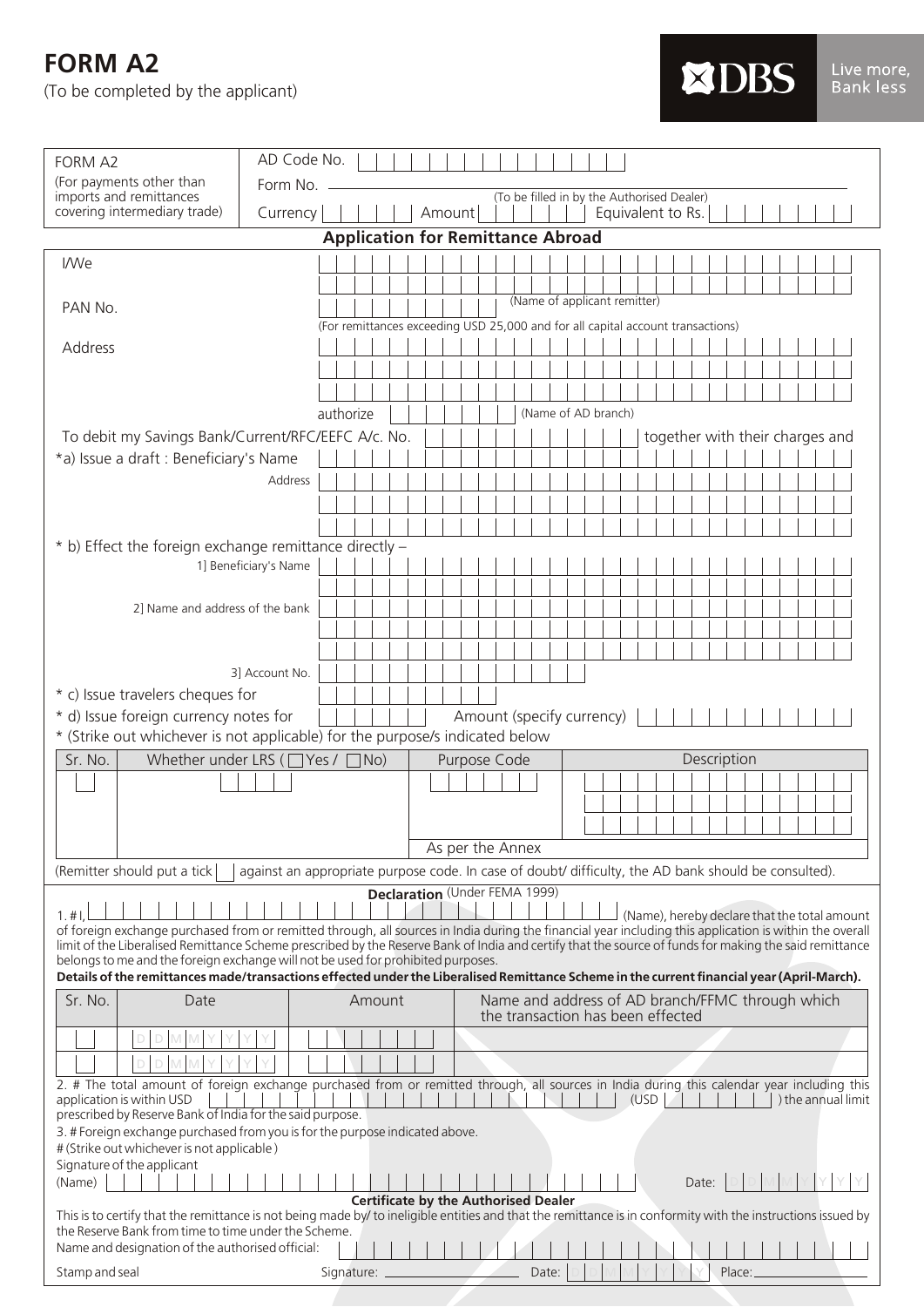# FORM A2

(To be completed by the applicant)

DBS Live more, Bank less

| FORM A2<br>(For payments other than imports and remittances covering intermediary trade) | AD Code No. |
|---|---|
| | Form No. (To be filled in by the Authorised Dealer) |
| | Currency Amount Equivalent to Rs. |

## Application for Remittance Abroad

I/We (Name of applicant remitter)

PAN No. (For remittances exceeding USD 25,000 and for all capital account transactions)

Address

authorize (Name of AD branch)

To debit my Savings Bank/Current/RFC/EEFC A/c. No. together with their charges and

*a) Issue a draft : Beneficiary's Name

Address

* b) Effect the foreign exchange remittance directly –

1] Beneficiary's Name

2] Name and address of the bank

3] Account No.

* c) Issue travelers cheques for

* d) Issue foreign currency notes for Amount (specify currency)

* (Strike out whichever is not applicable) for the purpose/s indicated below

| Sr. No. | Whether under LRS (☐ Yes / ☐ No) | Purpose Code | Description |
|---|---|---|---|
| | | | |
| | | As per the Annex | |

(Remitter should put a tick ☐ against an appropriate purpose code. In case of doubt/ difficulty, the AD bank should be consulted).

### Declaration (Under FEMA 1999)

1. # I, (Name), hereby declare that the total amount of foreign exchange purchased from or remitted through, all sources in India during the financial year including this application is within the overall limit of the Liberalised Remittance Scheme prescribed by the Reserve Bank of India and certify that the source of funds for making the said remittance belongs to me and the foreign exchange will not be used for prohibited purposes.

**Details of the remittances made/transactions effected under the Liberalised Remittance Scheme in the current financial year (April-March).**

| Sr. No. | Date | Amount | Name and address of AD branch/FFMC through which the transaction has been effected |
|---|---|---|---|
| | DDMMYYYY | | |
| | DDMMYYYY | | |

2. # The total amount of foreign exchange purchased from or remitted through, all sources in India during this calendar year including this application is within USD (USD ) the annual limit prescribed by Reserve Bank of India for the said purpose.

3. # Foreign exchange purchased from you is for the purpose indicated above.

# (Strike out whichever is not applicable)

Signature of the applicant

(Name) Date: DDMMYYYY

### Certificate by the Authorised Dealer

This is to certify that the remittance is not being made by/ to ineligible entities and that the remittance is in conformity with the instructions issued by the Reserve Bank from time to time under the Scheme.

Name and designation of the authorised official:

Stamp and seal Signature: Date: DDMMYYYY Place: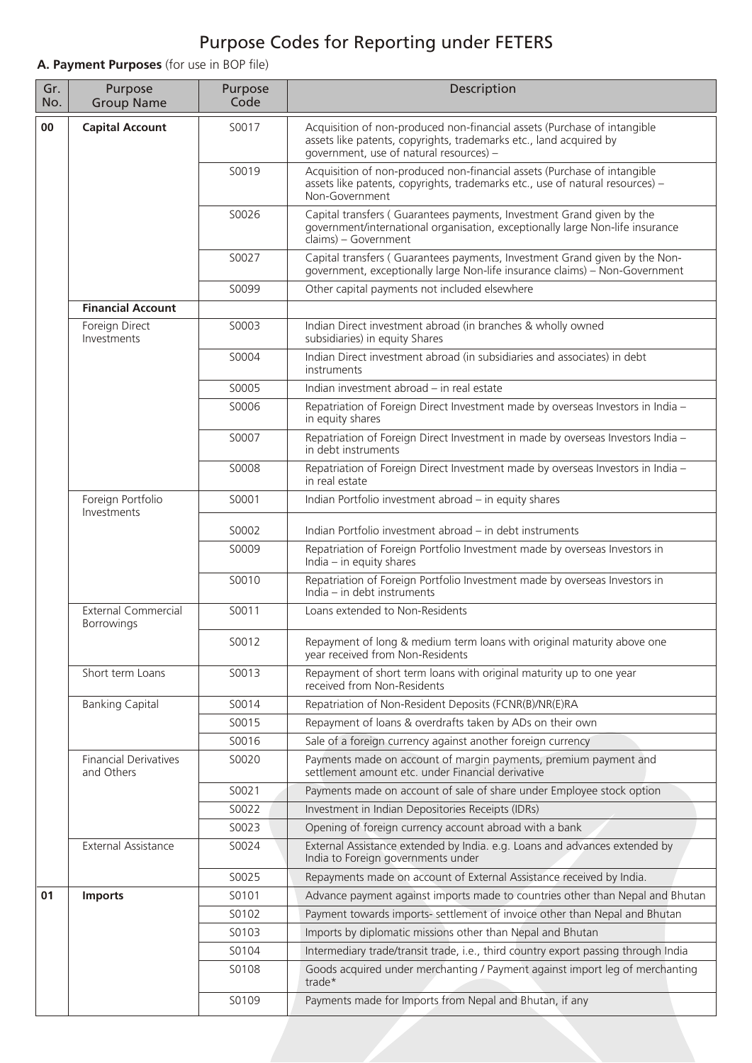# Purpose Codes for Reporting under FETERS

**A. Payment Purposes** (for use in BOP file)

| Gr. No. | Purpose Group Name | Purpose Code | Description |
|---|---|---|---|
| **00** | **Capital Account** | S0017 | Acquisition of non-produced non-financial assets (Purchase of intangible assets like patents, copyrights, trademarks etc., land acquired by government, use of natural resources) – |
| | | S0019 | Acquisition of non-produced non-financial assets (Purchase of intangible assets like patents, copyrights, trademarks etc., use of natural resources) – Non-Government |
| | | S0026 | Capital transfers ( Guarantees payments, Investment Grand given by the government/international organisation, exceptionally large Non-life insurance claims) – Government |
| | | S0027 | Capital transfers ( Guarantees payments, Investment Grand given by the Non-government, exceptionally large Non-life insurance claims) – Non-Government |
| | | S0099 | Other capital payments not included elsewhere |
| | **Financial Account** | | |
| | Foreign Direct Investments | S0003 | Indian Direct investment abroad (in branches & wholly owned subsidiaries) in equity Shares |
| | | S0004 | Indian Direct investment abroad (in subsidiaries and associates) in debt instruments |
| | | S0005 | Indian investment abroad – in real estate |
| | | S0006 | Repatriation of Foreign Direct Investment made by overseas Investors in India – in equity shares |
| | | S0007 | Repatriation of Foreign Direct Investment in made by overseas Investors India – in debt instruments |
| | | S0008 | Repatriation of Foreign Direct Investment made by overseas Investors in India – in real estate |
| | Foreign Portfolio Investments | S0001 | Indian Portfolio investment abroad – in equity shares |
| | | S0002 | Indian Portfolio investment abroad – in debt instruments |
| | | S0009 | Repatriation of Foreign Portfolio Investment made by overseas Investors in India – in equity shares |
| | | S0010 | Repatriation of Foreign Portfolio Investment made by overseas Investors in India – in debt instruments |
| | External Commercial Borrowings | S0011 | Loans extended to Non-Residents |
| | | S0012 | Repayment of long & medium term loans with original maturity above one year received from Non-Residents |
| | Short term Loans | S0013 | Repayment of short term loans with original maturity up to one year received from Non-Residents |
| | Banking Capital | S0014 | Repatriation of Non-Resident Deposits (FCNR(B)/NR(E)RA |
| | | S0015 | Repayment of loans & overdrafts taken by ADs on their own |
| | | S0016 | Sale of a foreign currency against another foreign currency |
| | Financial Derivatives and Others | S0020 | Payments made on account of margin payments, premium payment and settlement amount etc. under Financial derivative |
| | | S0021 | Payments made on account of sale of share under Employee stock option |
| | | S0022 | Investment in Indian Depositories Receipts (IDRs) |
| | | S0023 | Opening of foreign currency account abroad with a bank |
| | External Assistance | S0024 | External Assistance extended by India. e.g. Loans and advances extended by India to Foreign governments under |
| | | S0025 | Repayments made on account of External Assistance received by India. |
| **01** | **Imports** | S0101 | Advance payment against imports made to countries other than Nepal and Bhutan |
| | | S0102 | Payment towards imports- settlement of invoice other than Nepal and Bhutan |
| | | S0103 | Imports by diplomatic missions other than Nepal and Bhutan |
| | | S0104 | Intermediary trade/transit trade, i.e., third country export passing through India |
| | | S0108 | Goods acquired under merchanting / Payment against import leg of merchanting trade* |
| | | S0109 | Payments made for Imports from Nepal and Bhutan, if any |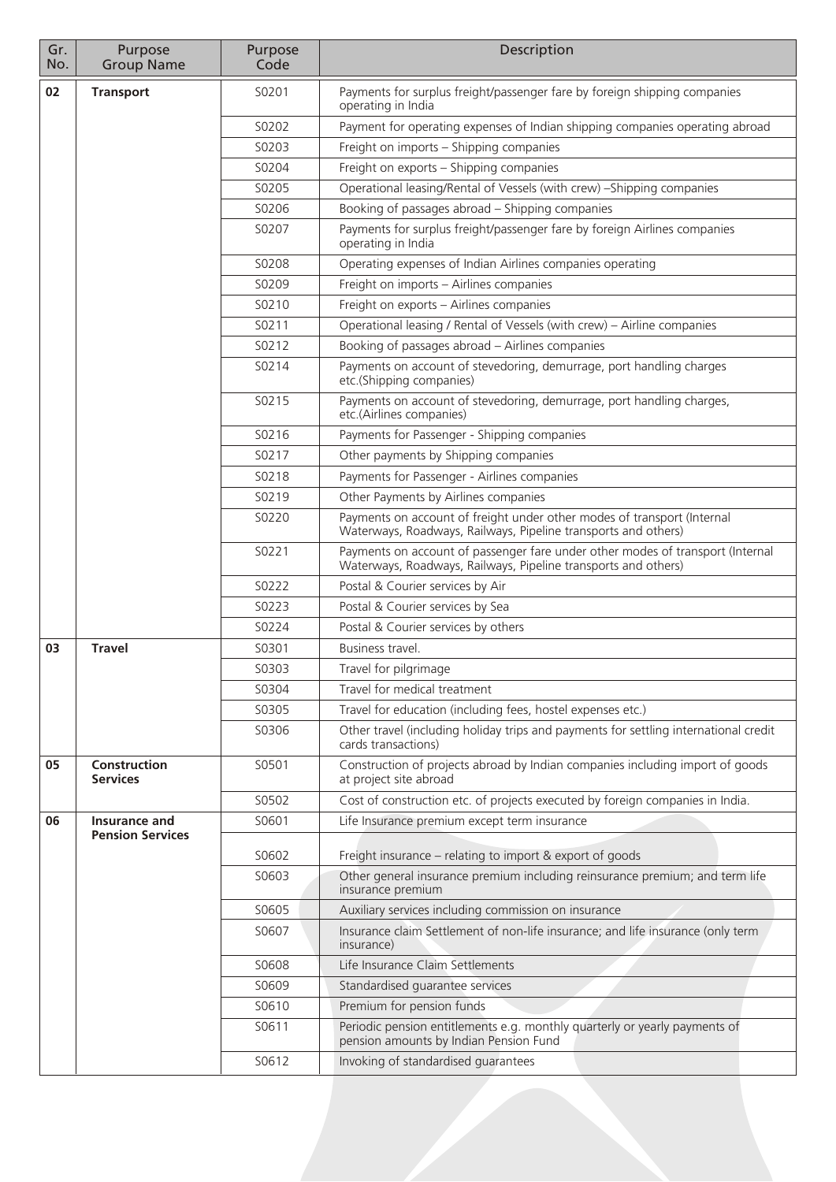| Gr. No. | Purpose Group Name | Purpose Code | Description |
|---|---|---|---|
| **02** | **Transport** | S0201 | Payments for surplus freight/passenger fare by foreign shipping companies operating in India |
| | | S0202 | Payment for operating expenses of Indian shipping companies operating abroad |
| | | S0203 | Freight on imports – Shipping companies |
| | | S0204 | Freight on exports – Shipping companies |
| | | S0205 | Operational leasing/Rental of Vessels (with crew) –Shipping companies |
| | | S0206 | Booking of passages abroad – Shipping companies |
| | | S0207 | Payments for surplus freight/passenger fare by foreign Airlines companies operating in India |
| | | S0208 | Operating expenses of Indian Airlines companies operating |
| | | S0209 | Freight on imports – Airlines companies |
| | | S0210 | Freight on exports – Airlines companies |
| | | S0211 | Operational leasing / Rental of Vessels (with crew) – Airline companies |
| | | S0212 | Booking of passages abroad – Airlines companies |
| | | S0214 | Payments on account of stevedoring, demurrage, port handling charges etc.(Shipping companies) |
| | | S0215 | Payments on account of stevedoring, demurrage, port handling charges, etc.(Airlines companies) |
| | | S0216 | Payments for Passenger - Shipping companies |
| | | S0217 | Other payments by Shipping companies |
| | | S0218 | Payments for Passenger - Airlines companies |
| | | S0219 | Other Payments by Airlines companies |
| | | S0220 | Payments on account of freight under other modes of transport (Internal Waterways, Roadways, Railways, Pipeline transports and others) |
| | | S0221 | Payments on account of passenger fare under other modes of transport (Internal Waterways, Roadways, Railways, Pipeline transports and others) |
| | | S0222 | Postal & Courier services by Air |
| | | S0223 | Postal & Courier services by Sea |
| | | S0224 | Postal & Courier services by others |
| **03** | **Travel** | S0301 | Business travel. |
| | | S0303 | Travel for pilgrimage |
| | | S0304 | Travel for medical treatment |
| | | S0305 | Travel for education (including fees, hostel expenses etc.) |
| | | S0306 | Other travel (including holiday trips and payments for settling international credit cards transactions) |
| **05** | **Construction Services** | S0501 | Construction of projects abroad by Indian companies including import of goods at project site abroad |
| | | S0502 | Cost of construction etc. of projects executed by foreign companies in India. |
| **06** | **Insurance and Pension Services** | S0601 | Life Insurance premium except term insurance |
| | | S0602 | Freight insurance – relating to import & export of goods |
| | | S0603 | Other general insurance premium including reinsurance premium; and term life insurance premium |
| | | S0605 | Auxiliary services including commission on insurance |
| | | S0607 | Insurance claim Settlement of non-life insurance; and life insurance (only term insurance) |
| | | S0608 | Life Insurance Claim Settlements |
| | | S0609 | Standardised guarantee services |
| | | S0610 | Premium for pension funds |
| | | S0611 | Periodic pension entitlements e.g. monthly quarterly or yearly payments of pension amounts by Indian Pension Fund |
| | | S0612 | Invoking of standardised guarantees |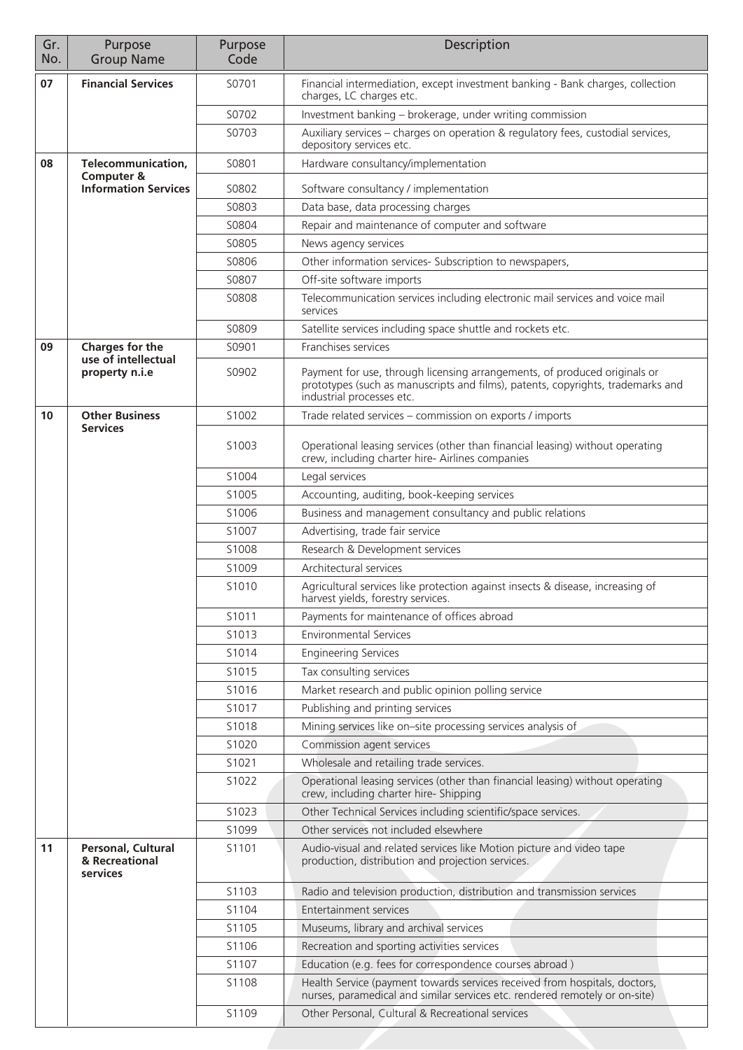| Gr. No. | Purpose Group Name | Purpose Code | Description |
|---|---|---|---|
| **07** | **Financial Services** | S0701 | Financial intermediation, except investment banking - Bank charges, collection charges, LC charges etc. |
| | | S0702 | Investment banking – brokerage, under writing commission |
| | | S0703 | Auxiliary services – charges on operation & regulatory fees, custodial services, depository services etc. |
| **08** | **Telecommunication, Computer & Information Services** | S0801 | Hardware consultancy/implementation |
| | | S0802 | Software consultancy / implementation |
| | | S0803 | Data base, data processing charges |
| | | S0804 | Repair and maintenance of computer and software |
| | | S0805 | News agency services |
| | | S0806 | Other information services- Subscription to newspapers, |
| | | S0807 | Off-site software imports |
| | | S0808 | Telecommunication services including electronic mail services and voice mail services |
| | | S0809 | Satellite services including space shuttle and rockets etc. |
| **09** | **Charges for the use of intellectual property n.i.e** | S0901 | Franchises services |
| | | S0902 | Payment for use, through licensing arrangements, of produced originals or prototypes (such as manuscripts and films), patents, copyrights, trademarks and industrial processes etc. |
| **10** | **Other Business Services** | S1002 | Trade related services – commission on exports / imports |
| | | S1003 | Operational leasing services (other than financial leasing) without operating crew, including charter hire- Airlines companies |
| | | S1004 | Legal services |
| | | S1005 | Accounting, auditing, book-keeping services |
| | | S1006 | Business and management consultancy and public relations |
| | | S1007 | Advertising, trade fair service |
| | | S1008 | Research & Development services |
| | | S1009 | Architectural services |
| | | S1010 | Agricultural services like protection against insects & disease, increasing of harvest yields, forestry services. |
| | | S1011 | Payments for maintenance of offices abroad |
| | | S1013 | Environmental Services |
| | | S1014 | Engineering Services |
| | | S1015 | Tax consulting services |
| | | S1016 | Market research and public opinion polling service |
| | | S1017 | Publishing and printing services |
| | | S1018 | Mining services like on–site processing services analysis of |
| | | S1020 | Commission agent services |
| | | S1021 | Wholesale and retailing trade services. |
| | | S1022 | Operational leasing services (other than financial leasing) without operating crew, including charter hire- Shipping |
| | | S1023 | Other Technical Services including scientific/space services. |
| | | S1099 | Other services not included elsewhere |
| **11** | **Personal, Cultural & Recreational services** | S1101 | Audio-visual and related services like Motion picture and video tape production, distribution and projection services. |
| | | S1103 | Radio and television production, distribution and transmission services |
| | | S1104 | Entertainment services |
| | | S1105 | Museums, library and archival services |
| | | S1106 | Recreation and sporting activities services |
| | | S1107 | Education (e.g. fees for correspondence courses abroad ) |
| | | S1108 | Health Service (payment towards services received from hospitals, doctors, nurses, paramedical and similar services etc. rendered remotely or on-site) |
| | | S1109 | Other Personal, Cultural & Recreational services |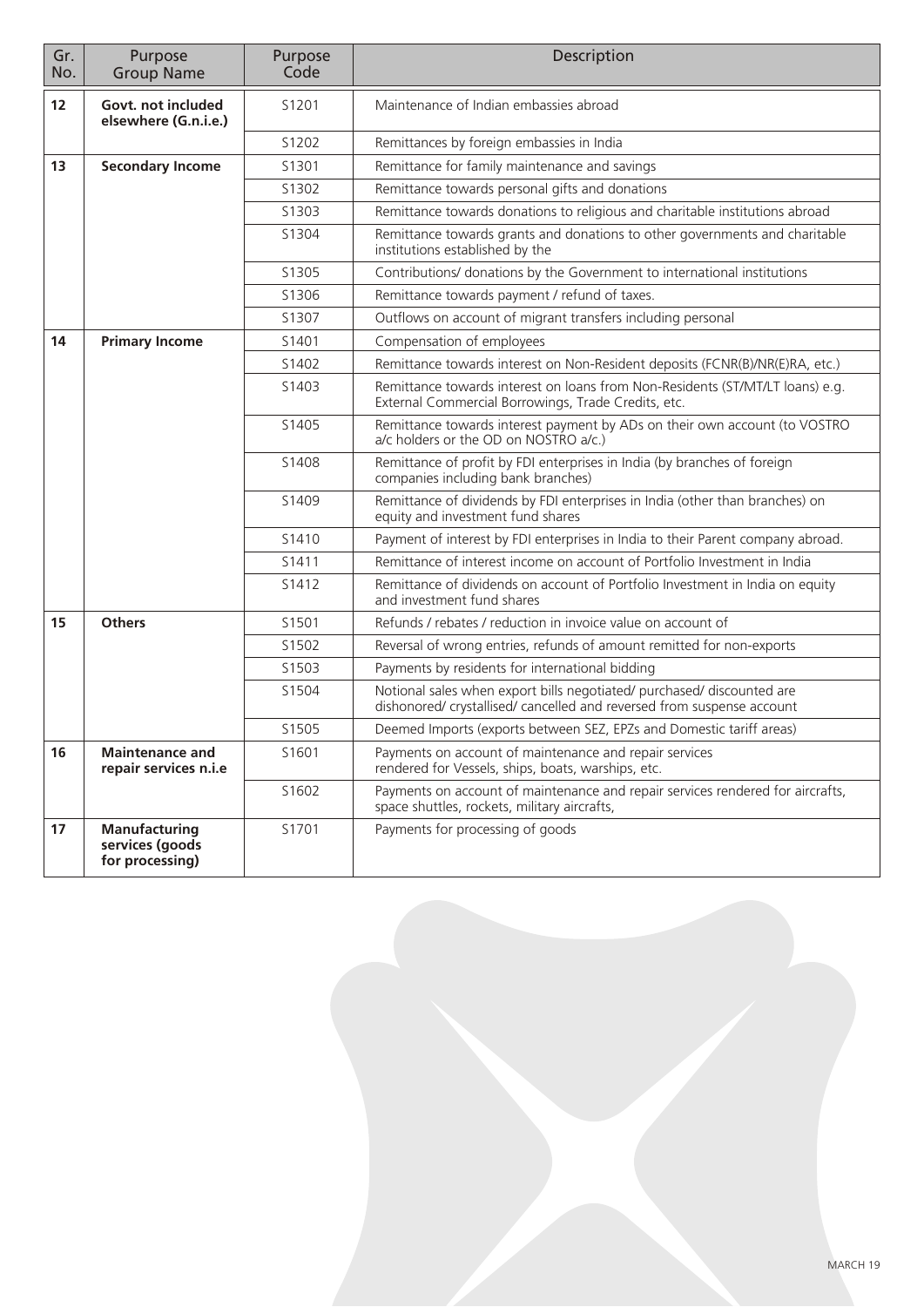| Gr. No. | Purpose Group Name | Purpose Code | Description |
|---|---|---|---|
| **12** | **Govt. not included elsewhere (G.n.i.e.)** | S1201 | Maintenance of Indian embassies abroad |
| | | S1202 | Remittances by foreign embassies in India |
| **13** | **Secondary Income** | S1301 | Remittance for family maintenance and savings |
| | | S1302 | Remittance towards personal gifts and donations |
| | | S1303 | Remittance towards donations to religious and charitable institutions abroad |
| | | S1304 | Remittance towards grants and donations to other governments and charitable institutions established by the |
| | | S1305 | Contributions/ donations by the Government to international institutions |
| | | S1306 | Remittance towards payment / refund of taxes. |
| | | S1307 | Outflows on account of migrant transfers including personal |
| **14** | **Primary Income** | S1401 | Compensation of employees |
| | | S1402 | Remittance towards interest on Non-Resident deposits (FCNR(B)/NR(E)RA, etc.) |
| | | S1403 | Remittance towards interest on loans from Non-Residents (ST/MT/LT loans) e.g. External Commercial Borrowings, Trade Credits, etc. |
| | | S1405 | Remittance towards interest payment by ADs on their own account (to VOSTRO a/c holders or the OD on NOSTRO a/c.) |
| | | S1408 | Remittance of profit by FDI enterprises in India (by branches of foreign companies including bank branches) |
| | | S1409 | Remittance of dividends by FDI enterprises in India (other than branches) on equity and investment fund shares |
| | | S1410 | Payment of interest by FDI enterprises in India to their Parent company abroad. |
| | | S1411 | Remittance of interest income on account of Portfolio Investment in India |
| | | S1412 | Remittance of dividends on account of Portfolio Investment in India on equity and investment fund shares |
| **15** | **Others** | S1501 | Refunds / rebates / reduction in invoice value on account of |
| | | S1502 | Reversal of wrong entries, refunds of amount remitted for non-exports |
| | | S1503 | Payments by residents for international bidding |
| | | S1504 | Notional sales when export bills negotiated/ purchased/ discounted are dishonored/ crystallised/ cancelled and reversed from suspense account |
| | | S1505 | Deemed Imports (exports between SEZ, EPZs and Domestic tariff areas) |
| **16** | **Maintenance and repair services n.i.e** | S1601 | Payments on account of maintenance and repair services rendered for Vessels, ships, boats, warships, etc. |
| | | S1602 | Payments on account of maintenance and repair services rendered for aircrafts, space shuttles, rockets, military aircrafts, |
| **17** | **Manufacturing services (goods for processing)** | S1701 | Payments for processing of goods |

MARCH 19